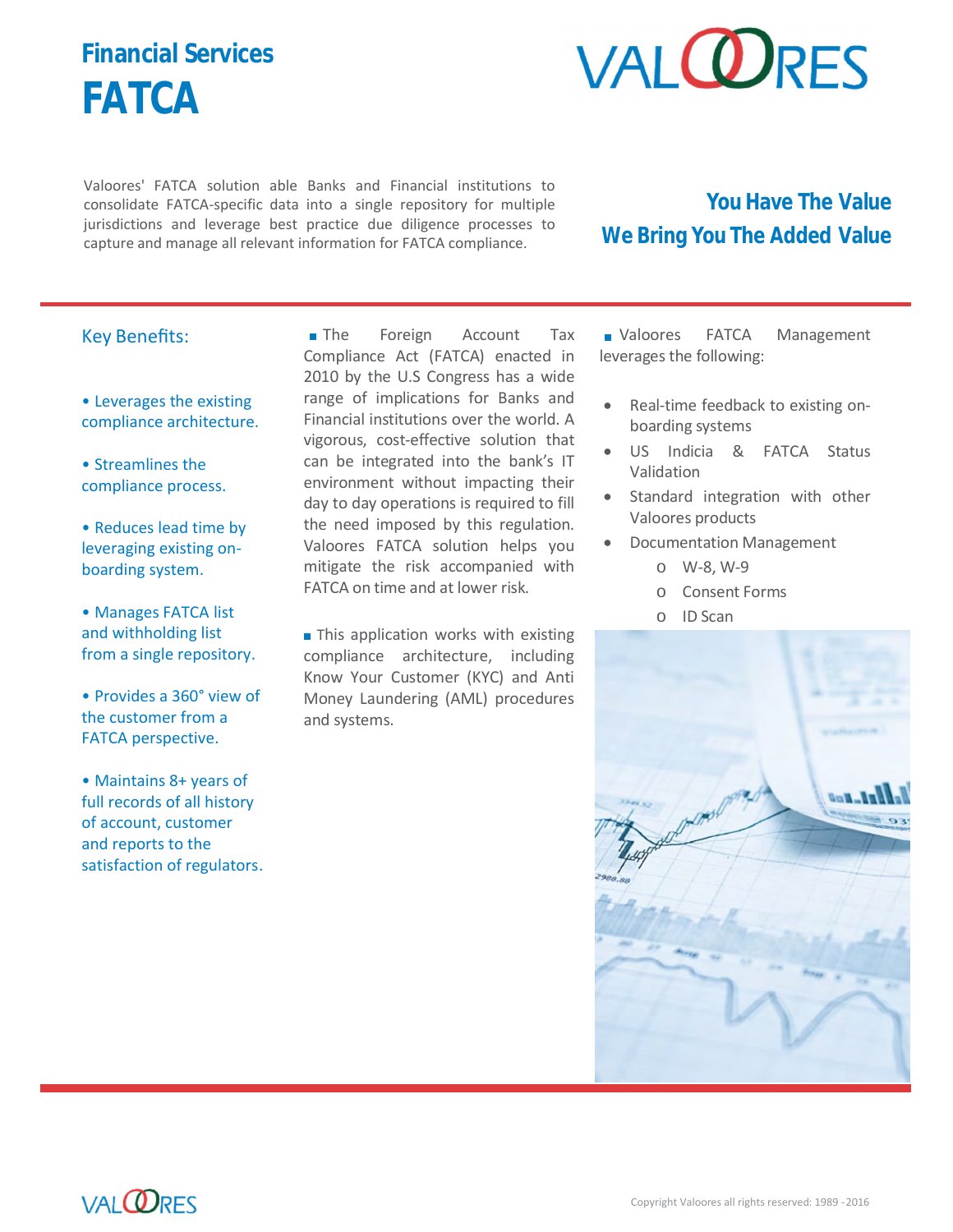# Financial Services

# FATCA

Valoores' FATCA solution able Banks and Financial institutions to consolidate FATCA-specific data into a single repository for multiple jurisdictions and leverage best practice due diligence processes to capture and manage all relevant information for FATCA compliance.

**You Have The Value**
**We Bring You The Added Value**

## Key Benefits:

- Leverages the existing compliance architecture.
- Streamlines the compliance process.
- Reduces lead time by leveraging existing on-boarding system.
- Manages FATCA list and withholding list from a single repository.
- Provides a 360° view of the customer from a FATCA perspective.
- Maintains 8+ years of full records of all history of account, customer and reports to the satisfaction of regulators.

The Foreign Account Tax Compliance Act (FATCA) enacted in 2010 by the U.S Congress has a wide range of implications for Banks and Financial institutions over the world. A vigorous, cost-effective solution that can be integrated into the bank's IT environment without impacting their day to day operations is required to fill the need imposed by this regulation. Valoores FATCA solution helps you mitigate the risk accompanied with FATCA on time and at lower risk.

This application works with existing compliance architecture, including Know Your Customer (KYC) and Anti Money Laundering (AML) procedures and systems.

Valoores FATCA Management leverages the following:

- Real-time feedback to existing on-boarding systems
- US Indicia & FATCA Status Validation
- Standard integration with other Valoores products
- Documentation Management
  - W-8, W-9
  - Consent Forms
  - ID Scan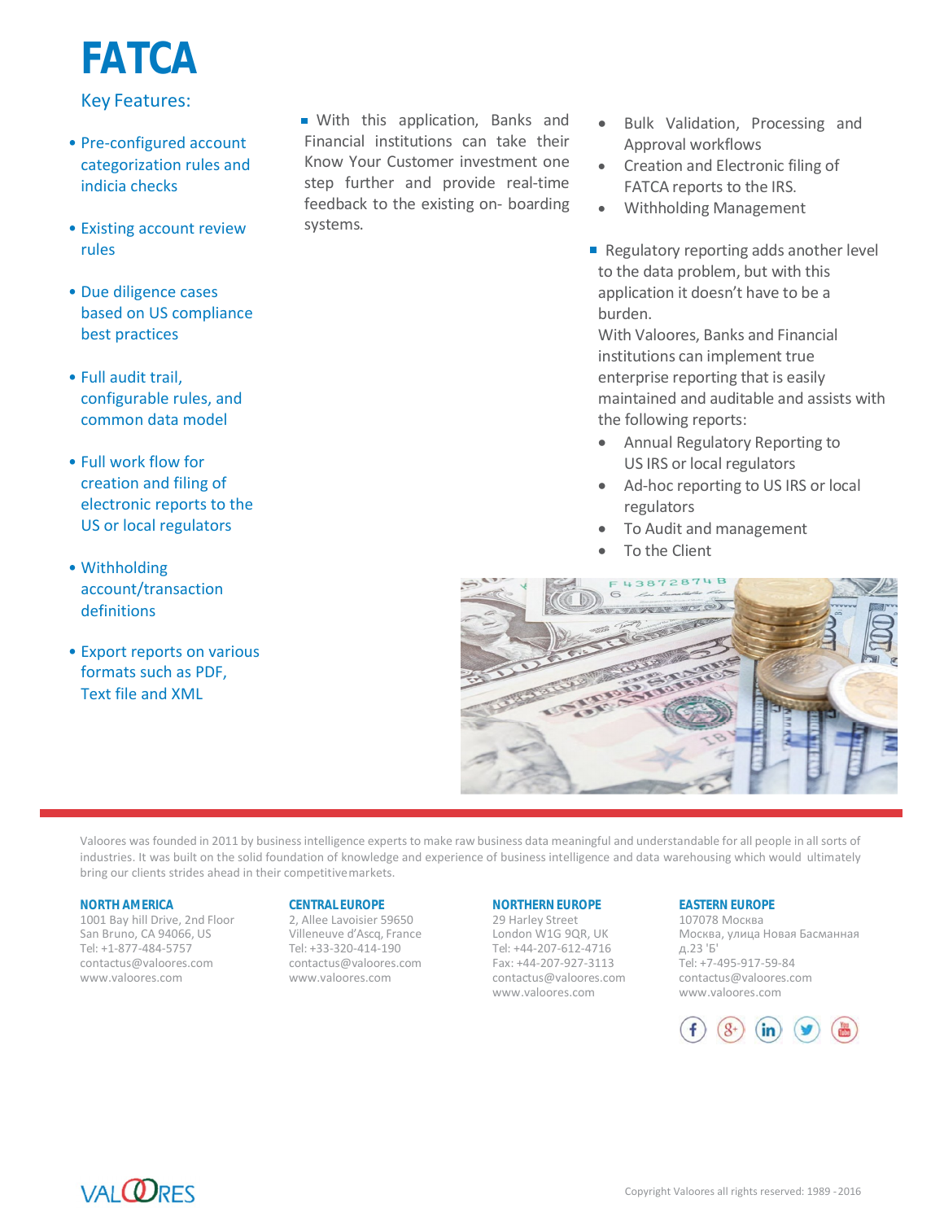# FATCA

## Key Features:

- Pre-configured account categorization rules and indicia checks
- Existing account review rules
- Due diligence cases based on US compliance best practices
- Full audit trail, configurable rules, and common data model
- Full work flow for creation and filing of electronic reports to the US or local regulators
- Withholding account/transaction definitions
- Export reports on various formats such as PDF, Text file and XML

- With this application, Banks and Financial institutions can take their Know Your Customer investment one step further and provide real-time feedback to the existing on- boarding systems.

- Bulk Validation, Processing and Approval workflows
- Creation and Electronic filing of FATCA reports to the IRS.
- Withholding Management

- Regulatory reporting adds another level to the data problem, but with this application it doesn't have to be a burden.

With Valoores, Banks and Financial institutions can implement true enterprise reporting that is easily maintained and auditable and assists with the following reports:

- Annual Regulatory Reporting to US IRS or local regulators
- Ad-hoc reporting to US IRS or local regulators
- To Audit and management
- To the Client

Valoores was founded in 2011 by business intelligence experts to make raw business data meaningful and understandable for all people in all sorts of industries. It was built on the solid foundation of knowledge and experience of business intelligence and data warehousing which would ultimately bring our clients strides ahead in their competitive markets.

**NORTH AMERICA**
1001 Bay hill Drive, 2nd Floor
San Bruno, CA 94066, US
Tel: +1-877-484-5757
contactus@valoores.com
www.valoores.com

**CENTRAL EUROPE**
2, Allee Lavoisier 59650
Villeneuve d'Ascq, France
Tel: +33-320-414-190
contactus@valoores.com
www.valoores.com

**NORTHERN EUROPE**
29 Harley Street
London W1G 9QR, UK
Tel: +44-207-612-4716
Fax: +44-207-927-3113
contactus@valoores.com
www.valoores.com

**EASTERN EUROPE**
107078 Москва
Москва, улица Новая Басманная д.23 'Б'
Tel: +7-495-917-59-84
contactus@valoores.com
www.valoores.com

VALOORES

Copyright Valoores all rights reserved: 1989 - 2016